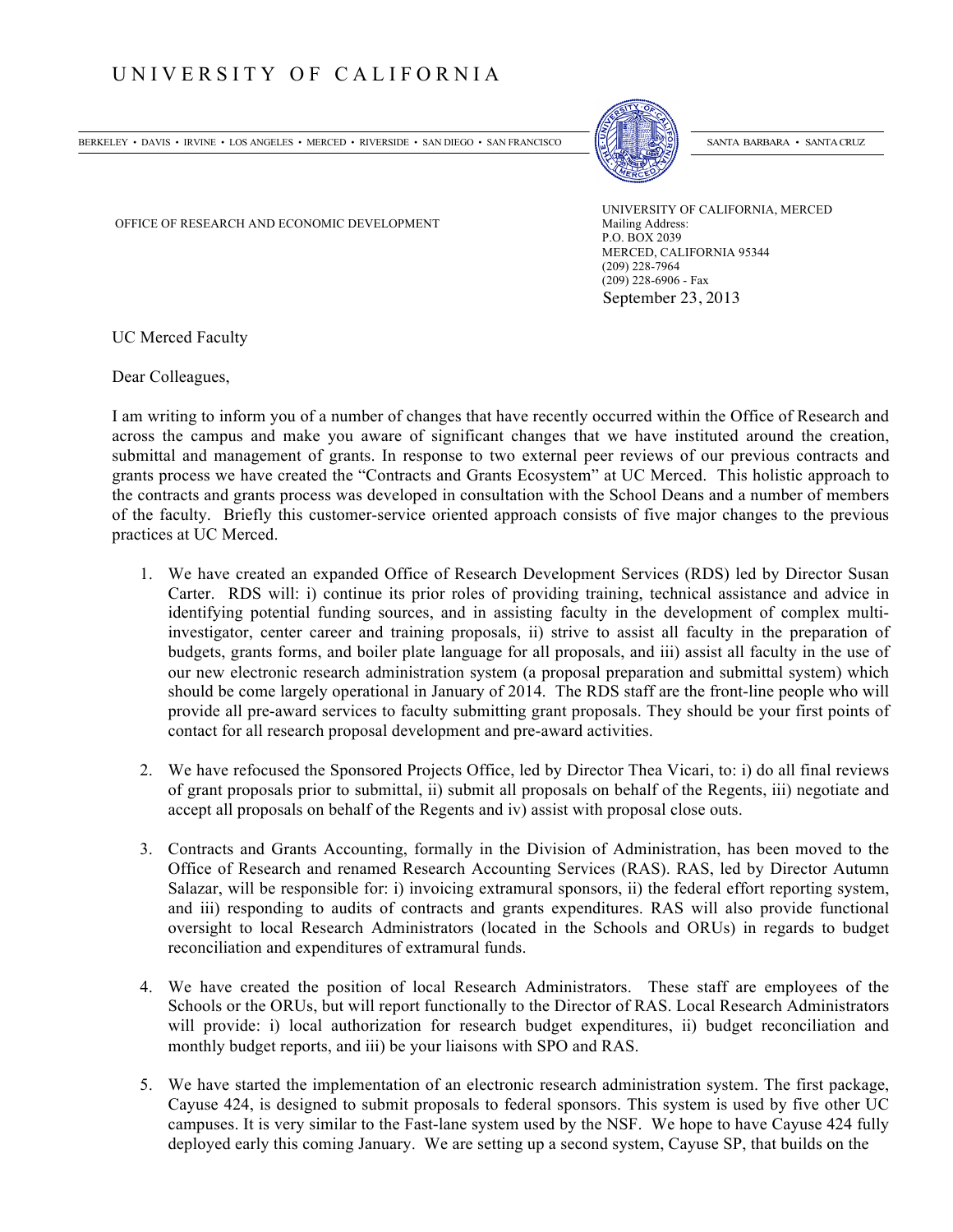# UNIVERSITY OF CALIFORNIA

BERKELEY • DAVIS • IRVINE • LOS ANGELES • MERCED • RIVERSIDE • SAN DIEGO • SAN FRANCISCO SANTA BARBARA • SANTA CRUZ

OFFICE OF RESEARCH AND ECONOMIC DEVELOPMENT

UNIVERSITY OF CALIFORNIA, MERCED
Mailing Address:
P.O. BOX 2039
MERCED, CALIFORNIA 95344
(209) 228-7964
(209) 228-6906 - Fax

September 23, 2013

UC Merced Faculty

Dear Colleagues,

I am writing to inform you of a number of changes that have recently occurred within the Office of Research and across the campus and make you aware of significant changes that we have instituted around the creation, submittal and management of grants. In response to two external peer reviews of our previous contracts and grants process we have created the "Contracts and Grants Ecosystem" at UC Merced. This holistic approach to the contracts and grants process was developed in consultation with the School Deans and a number of members of the faculty. Briefly this customer-service oriented approach consists of five major changes to the previous practices at UC Merced.

1. We have created an expanded Office of Research Development Services (RDS) led by Director Susan Carter. RDS will: i) continue its prior roles of providing training, technical assistance and advice in identifying potential funding sources, and in assisting faculty in the development of complex multi-investigator, center career and training proposals, ii) strive to assist all faculty in the preparation of budgets, grants forms, and boiler plate language for all proposals, and iii) assist all faculty in the use of our new electronic research administration system (a proposal preparation and submittal system) which should be come largely operational in January of 2014. The RDS staff are the front-line people who will provide all pre-award services to faculty submitting grant proposals. They should be your first points of contact for all research proposal development and pre-award activities.

2. We have refocused the Sponsored Projects Office, led by Director Thea Vicari, to: i) do all final reviews of grant proposals prior to submittal, ii) submit all proposals on behalf of the Regents, iii) negotiate and accept all proposals on behalf of the Regents and iv) assist with proposal close outs.

3. Contracts and Grants Accounting, formally in the Division of Administration, has been moved to the Office of Research and renamed Research Accounting Services (RAS). RAS, led by Director Autumn Salazar, will be responsible for: i) invoicing extramural sponsors, ii) the federal effort reporting system, and iii) responding to audits of contracts and grants expenditures. RAS will also provide functional oversight to local Research Administrators (located in the Schools and ORUs) in regards to budget reconciliation and expenditures of extramural funds.

4. We have created the position of local Research Administrators. These staff are employees of the Schools or the ORUs, but will report functionally to the Director of RAS. Local Research Administrators will provide: i) local authorization for research budget expenditures, ii) budget reconciliation and monthly budget reports, and iii) be your liaisons with SPO and RAS.

5. We have started the implementation of an electronic research administration system. The first package, Cayuse 424, is designed to submit proposals to federal sponsors. This system is used by five other UC campuses. It is very similar to the Fast-lane system used by the NSF. We hope to have Cayuse 424 fully deployed early this coming January. We are setting up a second system, Cayuse SP, that builds on the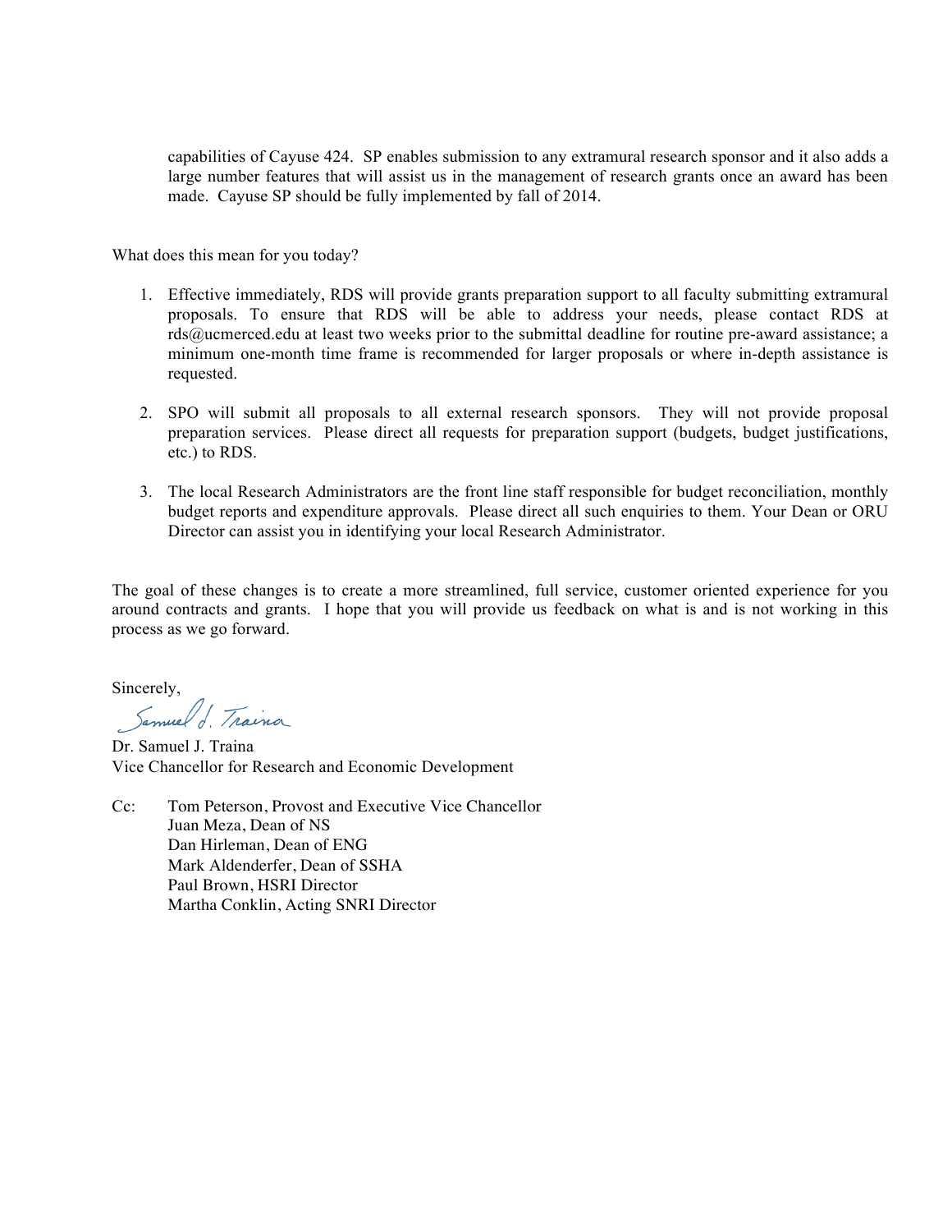capabilities of Cayuse 424. SP enables submission to any extramural research sponsor and it also adds a large number features that will assist us in the management of research grants once an award has been made. Cayuse SP should be fully implemented by fall of 2014.

What does this mean for you today?

1. Effective immediately, RDS will provide grants preparation support to all faculty submitting extramural proposals. To ensure that RDS will be able to address your needs, please contact RDS at rds@ucmerced.edu at least two weeks prior to the submittal deadline for routine pre-award assistance; a minimum one-month time frame is recommended for larger proposals or where in-depth assistance is requested.

2. SPO will submit all proposals to all external research sponsors. They will not provide proposal preparation services. Please direct all requests for preparation support (budgets, budget justifications, etc.) to RDS.

3. The local Research Administrators are the front line staff responsible for budget reconciliation, monthly budget reports and expenditure approvals. Please direct all such enquiries to them. Your Dean or ORU Director can assist you in identifying your local Research Administrator.

The goal of these changes is to create a more streamlined, full service, customer oriented experience for you around contracts and grants. I hope that you will provide us feedback on what is and is not working in this process as we go forward.

Sincerely,

Samuel J. Traina

Dr. Samuel J. Traina
Vice Chancellor for Research and Economic Development

Cc: Tom Peterson, Provost and Executive Vice Chancellor
Juan Meza, Dean of NS
Dan Hirleman, Dean of ENG
Mark Aldenderfer, Dean of SSHA
Paul Brown, HSRI Director
Martha Conklin, Acting SNRI Director